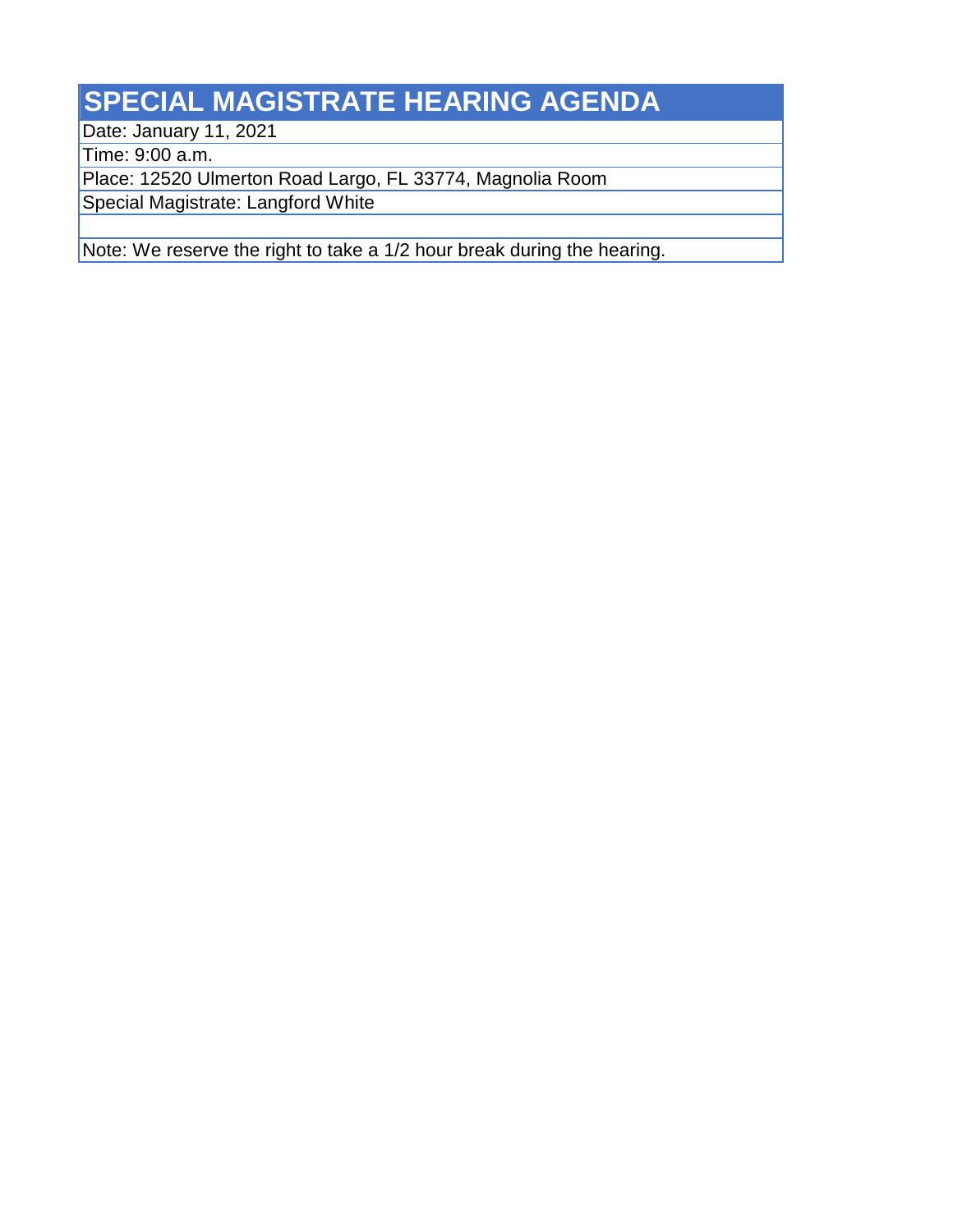# SPECIAL MAGISTRATE HEARING AGENDA

Date: January 11, 2021

Time: 9:00 a.m.

Place: 12520 Ulmerton Road Largo, FL 33774, Magnolia Room

Special Magistrate: Langford White

Note: We reserve the right to take a 1/2 hour break during the hearing.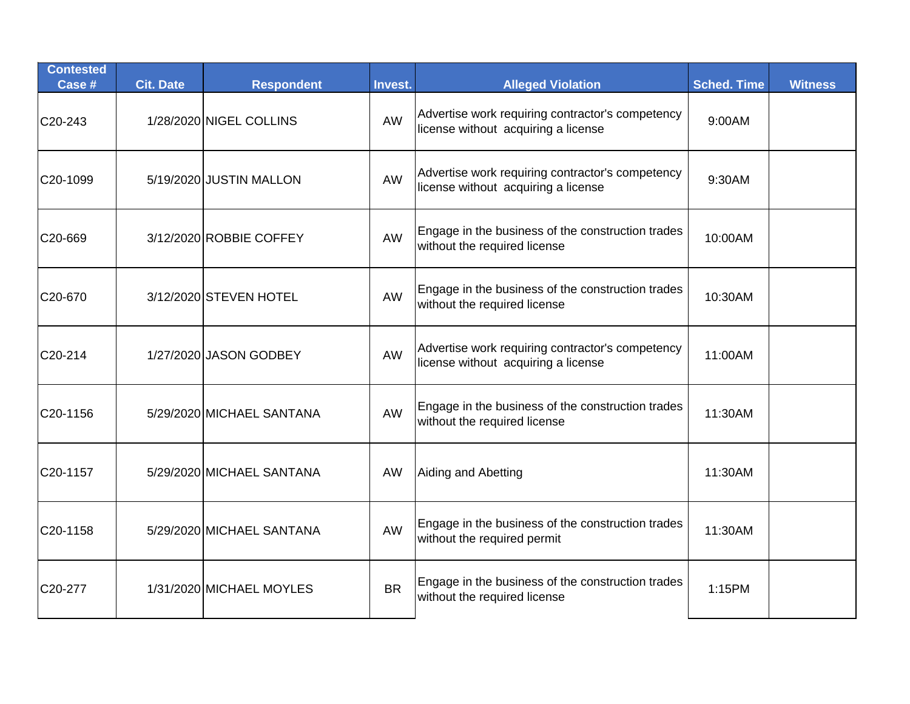| Contested Case # | Cit. Date | Respondent | Invest. | Alleged Violation | Sched. Time | Witness |
|---|---|---|---|---|---|---|
| C20-243 | 1/28/2020 | NIGEL COLLINS | AW | Advertise work requiring contractor's competency license without acquiring a license | 9:00AM | |
| C20-1099 | 5/19/2020 | JUSTIN MALLON | AW | Advertise work requiring contractor's competency license without acquiring a license | 9:30AM | |
| C20-669 | 3/12/2020 | ROBBIE COFFEY | AW | Engage in the business of the construction trades without the required license | 10:00AM | |
| C20-670 | 3/12/2020 | STEVEN HOTEL | AW | Engage in the business of the construction trades without the required license | 10:30AM | |
| C20-214 | 1/27/2020 | JASON GODBEY | AW | Advertise work requiring contractor's competency license without acquiring a license | 11:00AM | |
| C20-1156 | 5/29/2020 | MICHAEL SANTANA | AW | Engage in the business of the construction trades without the required license | 11:30AM | |
| C20-1157 | 5/29/2020 | MICHAEL SANTANA | AW | Aiding and Abetting | 11:30AM | |
| C20-1158 | 5/29/2020 | MICHAEL SANTANA | AW | Engage in the business of the construction trades without the required permit | 11:30AM | |
| C20-277 | 1/31/2020 | MICHAEL MOYLES | BR | Engage in the business of the construction trades without the required license | 1:15PM | |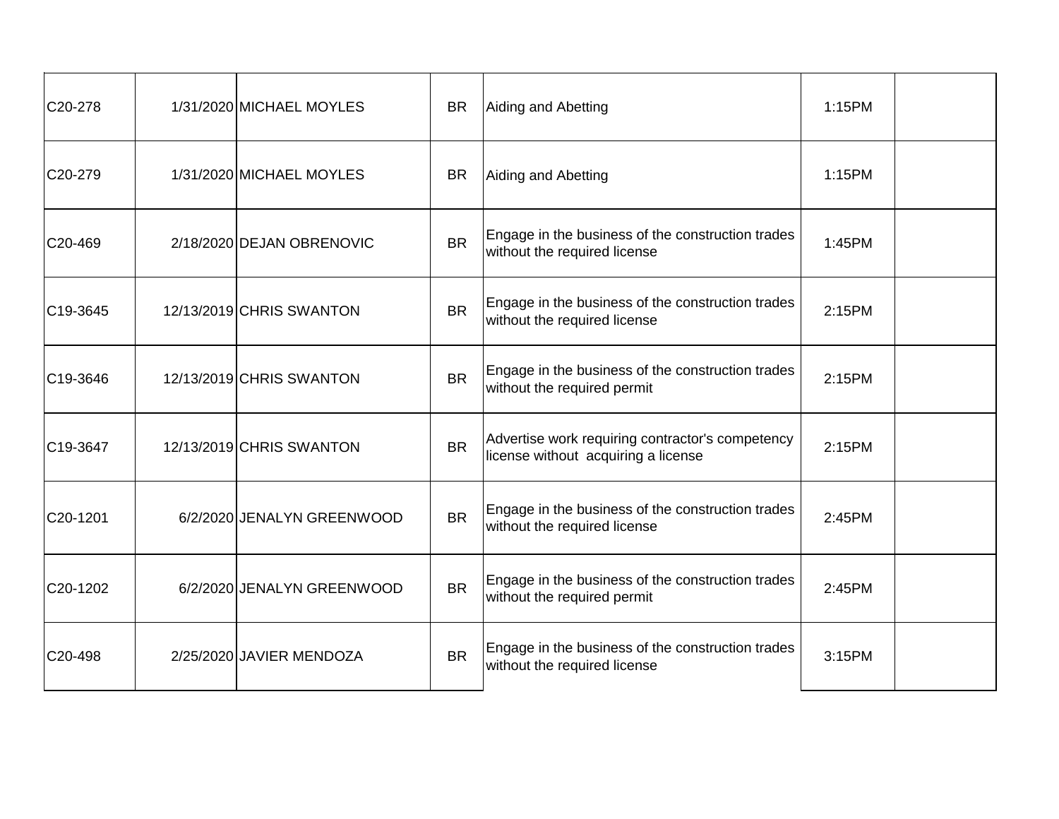| | | | | | | |
|---|---|---|---|---|---|---|
| C20-278 | 1/31/2020 | MICHAEL MOYLES | BR | Aiding and Abetting | 1:15PM | |
| C20-279 | 1/31/2020 | MICHAEL MOYLES | BR | Aiding and Abetting | 1:15PM | |
| C20-469 | 2/18/2020 | DEJAN OBRENOVIC | BR | Engage in the business of the construction trades without the required license | 1:45PM | |
| C19-3645 | 12/13/2019 | CHRIS SWANTON | BR | Engage in the business of the construction trades without the required license | 2:15PM | |
| C19-3646 | 12/13/2019 | CHRIS SWANTON | BR | Engage in the business of the construction trades without the required permit | 2:15PM | |
| C19-3647 | 12/13/2019 | CHRIS SWANTON | BR | Advertise work requiring contractor's competency license without acquiring a license | 2:15PM | |
| C20-1201 | 6/2/2020 | JENALYN GREENWOOD | BR | Engage in the business of the construction trades without the required license | 2:45PM | |
| C20-1202 | 6/2/2020 | JENALYN GREENWOOD | BR | Engage in the business of the construction trades without the required permit | 2:45PM | |
| C20-498 | 2/25/2020 | JAVIER MENDOZA | BR | Engage in the business of the construction trades without the required license | 3:15PM | |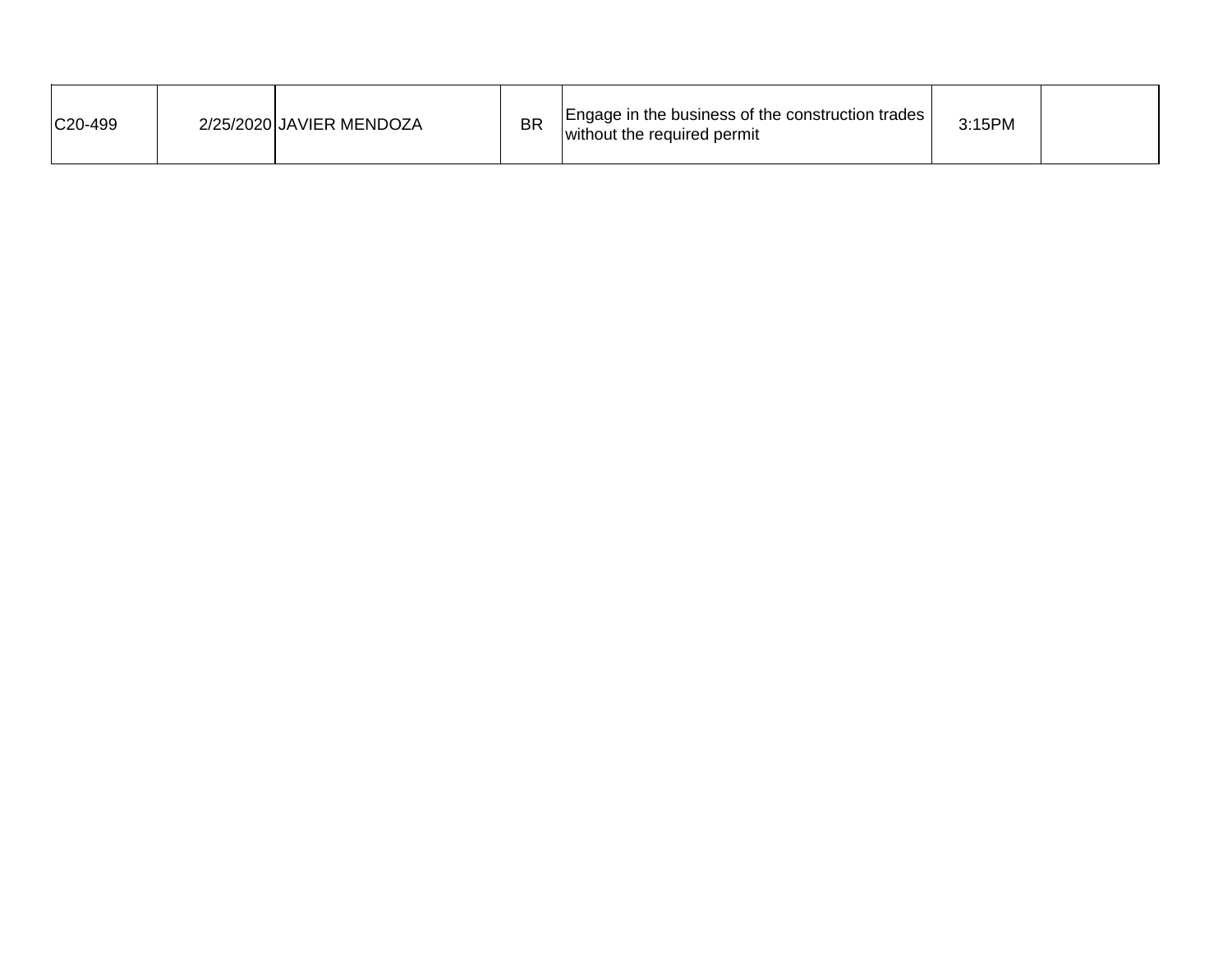| | | | | | | |
|---|---|---|---|---|---|---|
| C20-499 | 2/25/2020 | JAVIER MENDOZA | BR | Engage in the business of the construction trades without the required permit | 3:15PM | |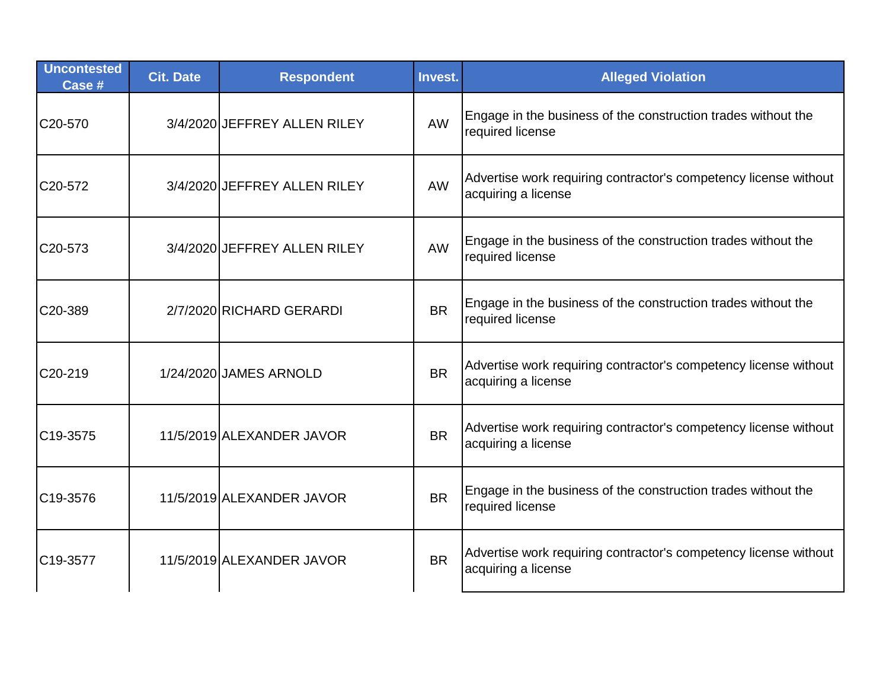| Uncontested Case # | Cit. Date | Respondent | Invest. | Alleged Violation |
|---|---|---|---|---|
| C20-570 | 3/4/2020 | JEFFREY ALLEN RILEY | AW | Engage in the business of the construction trades without the required license |
| C20-572 | 3/4/2020 | JEFFREY ALLEN RILEY | AW | Advertise work requiring contractor's competency license without acquiring a license |
| C20-573 | 3/4/2020 | JEFFREY ALLEN RILEY | AW | Engage in the business of the construction trades without the required license |
| C20-389 | 2/7/2020 | RICHARD GERARDI | BR | Engage in the business of the construction trades without the required license |
| C20-219 | 1/24/2020 | JAMES ARNOLD | BR | Advertise work requiring contractor's competency license without acquiring a license |
| C19-3575 | 11/5/2019 | ALEXANDER JAVOR | BR | Advertise work requiring contractor's competency license without acquiring a license |
| C19-3576 | 11/5/2019 | ALEXANDER JAVOR | BR | Engage in the business of the construction trades without the required license |
| C19-3577 | 11/5/2019 | ALEXANDER JAVOR | BR | Advertise work requiring contractor's competency license without acquiring a license |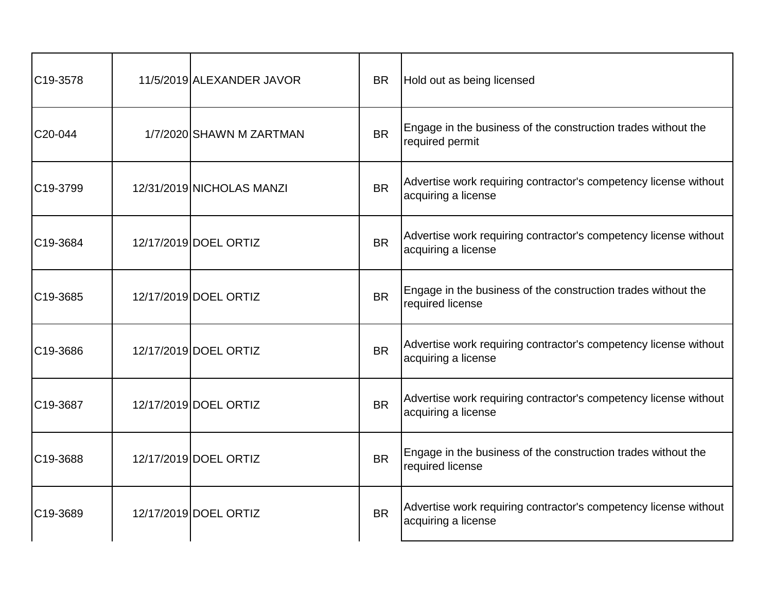| | | | | |
|---|---|---|---|---|
| C19-3578 | 11/5/2019 | ALEXANDER JAVOR | BR | Hold out as being licensed |
| C20-044 | 1/7/2020 | SHAWN M ZARTMAN | BR | Engage in the business of the construction trades without the required permit |
| C19-3799 | 12/31/2019 | NICHOLAS MANZI | BR | Advertise work requiring contractor's competency license without acquiring a license |
| C19-3684 | 12/17/2019 | DOEL ORTIZ | BR | Advertise work requiring contractor's competency license without acquiring a license |
| C19-3685 | 12/17/2019 | DOEL ORTIZ | BR | Engage in the business of the construction trades without the required license |
| C19-3686 | 12/17/2019 | DOEL ORTIZ | BR | Advertise work requiring contractor's competency license without acquiring a license |
| C19-3687 | 12/17/2019 | DOEL ORTIZ | BR | Advertise work requiring contractor's competency license without acquiring a license |
| C19-3688 | 12/17/2019 | DOEL ORTIZ | BR | Engage in the business of the construction trades without the required license |
| C19-3689 | 12/17/2019 | DOEL ORTIZ | BR | Advertise work requiring contractor's competency license without acquiring a license |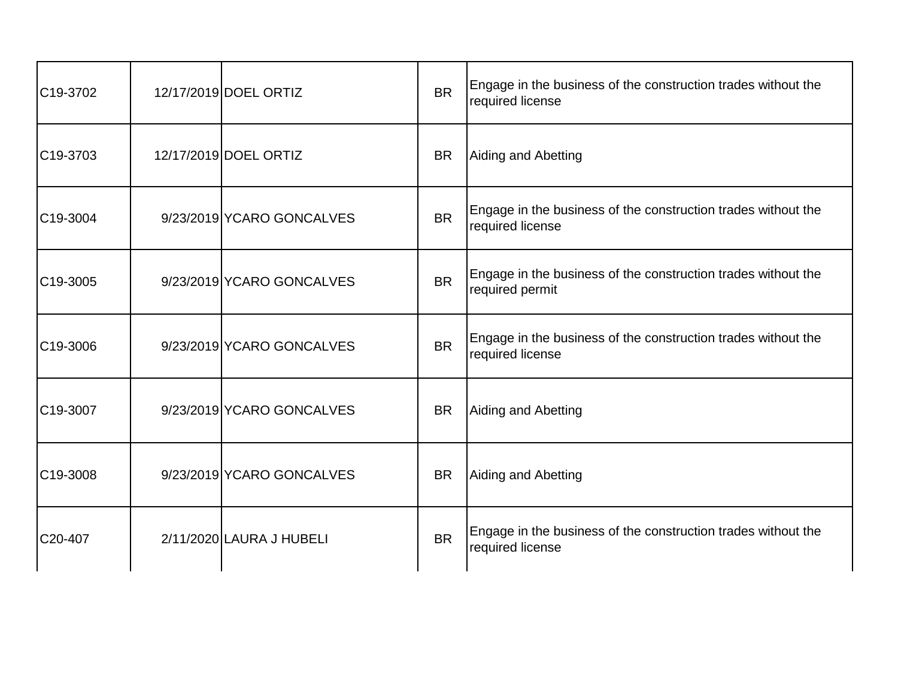| | | | | |
|---|---|---|---|---|
| C19-3702 | 12/17/2019 | DOEL ORTIZ | BR | Engage in the business of the construction trades without the required license |
| C19-3703 | 12/17/2019 | DOEL ORTIZ | BR | Aiding and Abetting |
| C19-3004 | 9/23/2019 | YCARO GONCALVES | BR | Engage in the business of the construction trades without the required license |
| C19-3005 | 9/23/2019 | YCARO GONCALVES | BR | Engage in the business of the construction trades without the required permit |
| C19-3006 | 9/23/2019 | YCARO GONCALVES | BR | Engage in the business of the construction trades without the required license |
| C19-3007 | 9/23/2019 | YCARO GONCALVES | BR | Aiding and Abetting |
| C19-3008 | 9/23/2019 | YCARO GONCALVES | BR | Aiding and Abetting |
| C20-407 | 2/11/2020 | LAURA J HUBELI | BR | Engage in the business of the construction trades without the required license |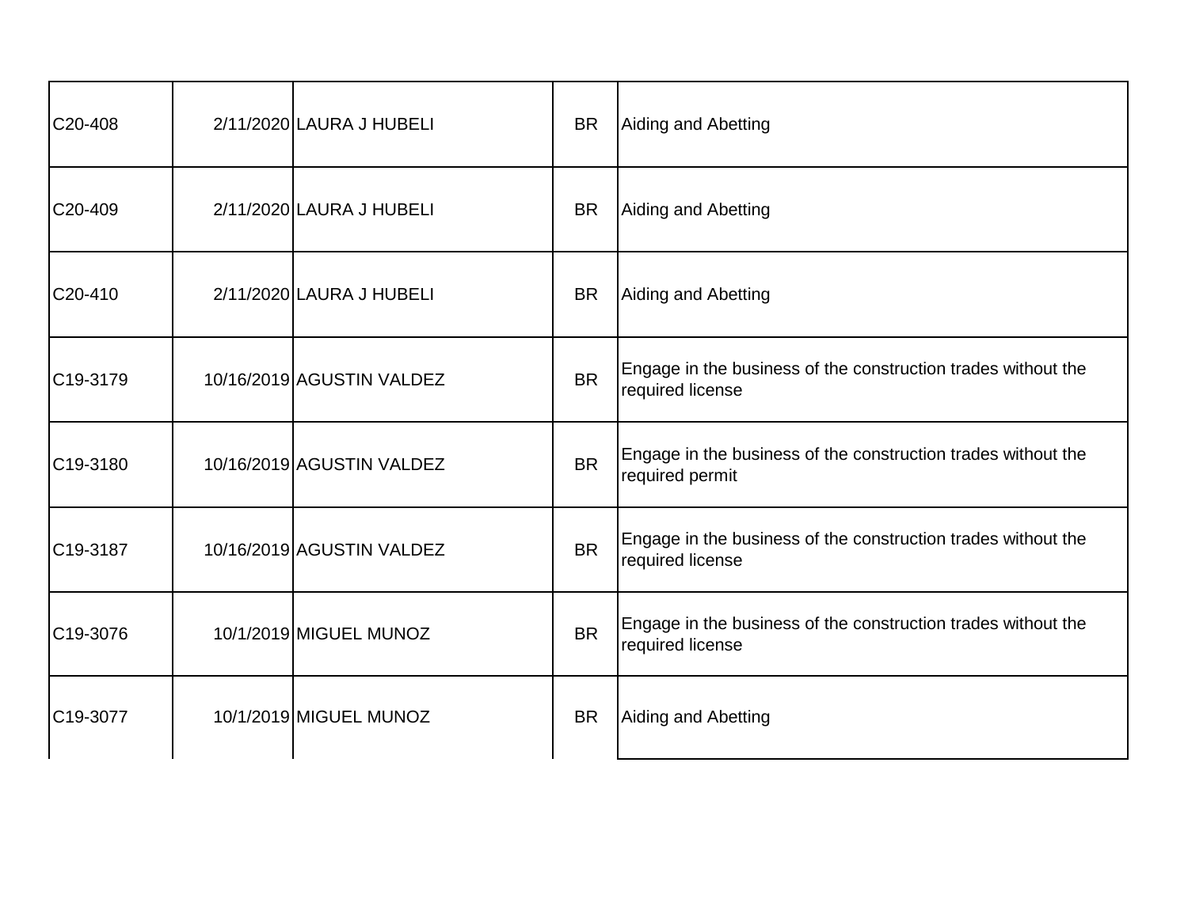| | | | | |
|---|---|---|---|---|
| C20-408 | 2/11/2020 | LAURA J HUBELI | BR | Aiding and Abetting |
| C20-409 | 2/11/2020 | LAURA J HUBELI | BR | Aiding and Abetting |
| C20-410 | 2/11/2020 | LAURA J HUBELI | BR | Aiding and Abetting |
| C19-3179 | 10/16/2019 | AGUSTIN VALDEZ | BR | Engage in the business of the construction trades without the required license |
| C19-3180 | 10/16/2019 | AGUSTIN VALDEZ | BR | Engage in the business of the construction trades without the required permit |
| C19-3187 | 10/16/2019 | AGUSTIN VALDEZ | BR | Engage in the business of the construction trades without the required license |
| C19-3076 | 10/1/2019 | MIGUEL MUNOZ | BR | Engage in the business of the construction trades without the required license |
| C19-3077 | 10/1/2019 | MIGUEL MUNOZ | BR | Aiding and Abetting |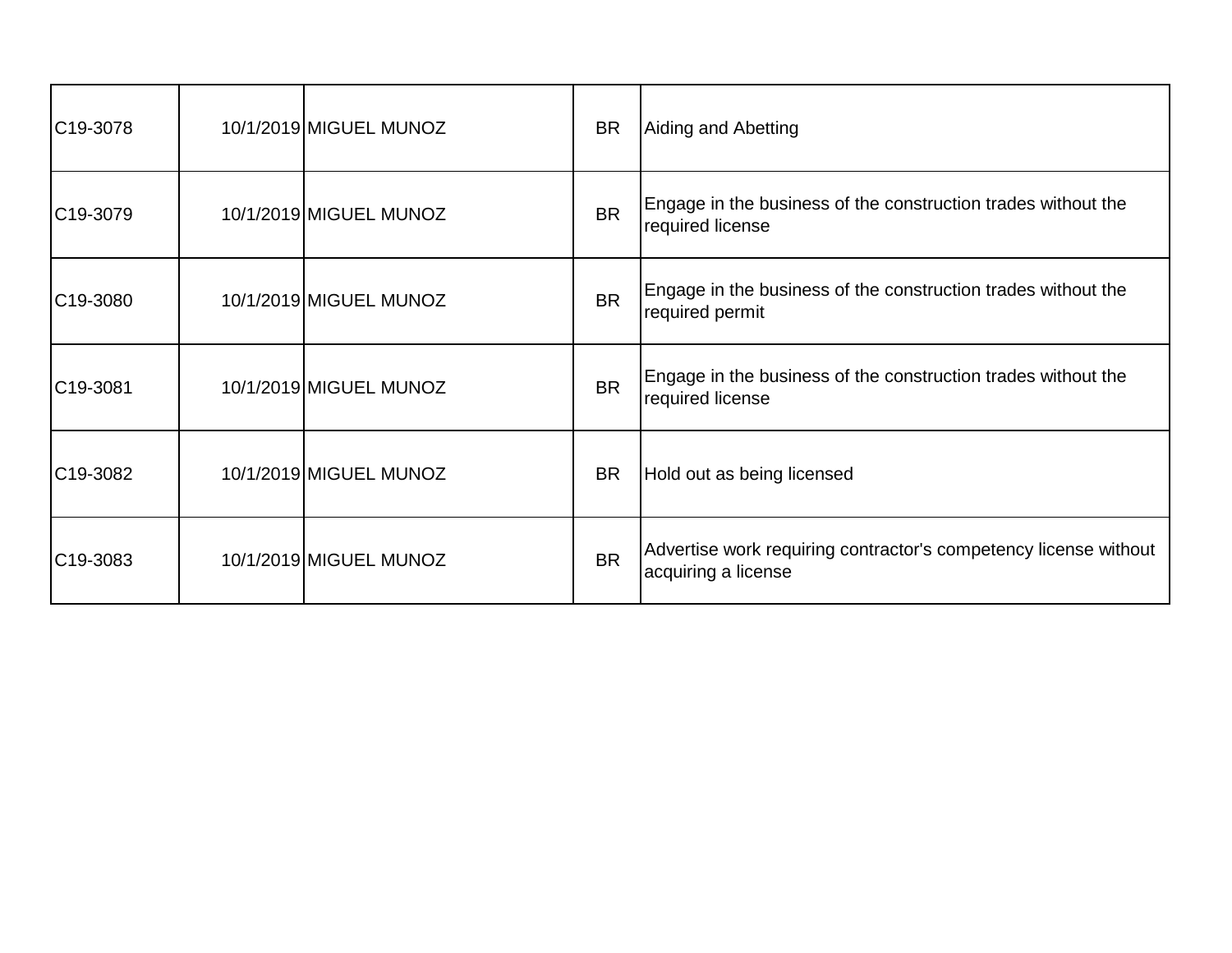| | | | | |
|---|---|---|---|---|
| C19-3078 | 10/1/2019 | MIGUEL MUNOZ | BR | Aiding and Abetting |
| C19-3079 | 10/1/2019 | MIGUEL MUNOZ | BR | Engage in the business of the construction trades without the required license |
| C19-3080 | 10/1/2019 | MIGUEL MUNOZ | BR | Engage in the business of the construction trades without the required permit |
| C19-3081 | 10/1/2019 | MIGUEL MUNOZ | BR | Engage in the business of the construction trades without the required license |
| C19-3082 | 10/1/2019 | MIGUEL MUNOZ | BR | Hold out as being licensed |
| C19-3083 | 10/1/2019 | MIGUEL MUNOZ | BR | Advertise work requiring contractor's competency license without acquiring a license |